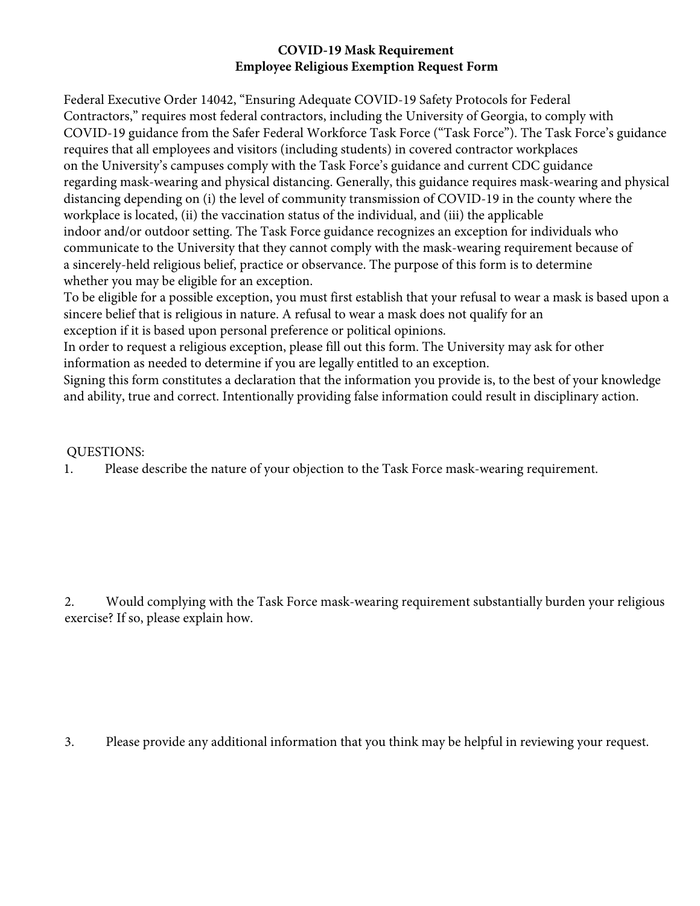# COVID-19 Mask Requirement
## Employee Religious Exemption Request Form

Federal Executive Order 14042, "Ensuring Adequate COVID-19 Safety Protocols for Federal Contractors," requires most federal contractors, including the University of Georgia, to comply with COVID-19 guidance from the Safer Federal Workforce Task Force ("Task Force"). The Task Force's guidance requires that all employees and visitors (including students) in covered contractor workplaces on the University's campuses comply with the Task Force's guidance and current CDC guidance regarding mask-wearing and physical distancing. Generally, this guidance requires mask-wearing and physical distancing depending on (i) the level of community transmission of COVID-19 in the county where the workplace is located, (ii) the vaccination status of the individual, and (iii) the applicable indoor and/or outdoor setting. The Task Force guidance recognizes an exception for individuals who communicate to the University that they cannot comply with the mask-wearing requirement because of a sincerely-held religious belief, practice or observance. The purpose of this form is to determine whether you may be eligible for an exception.

To be eligible for a possible exception, you must first establish that your refusal to wear a mask is based upon a sincere belief that is religious in nature. A refusal to wear a mask does not qualify for an exception if it is based upon personal preference or political opinions.

In order to request a religious exception, please fill out this form. The University may ask for other information as needed to determine if you are legally entitled to an exception.

Signing this form constitutes a declaration that the information you provide is, to the best of your knowledge and ability, true and correct. Intentionally providing false information could result in disciplinary action.

QUESTIONS:

1. Please describe the nature of your objection to the Task Force mask-wearing requirement.

2. Would complying with the Task Force mask-wearing requirement substantially burden your religious exercise? If so, please explain how.

3. Please provide any additional information that you think may be helpful in reviewing your request.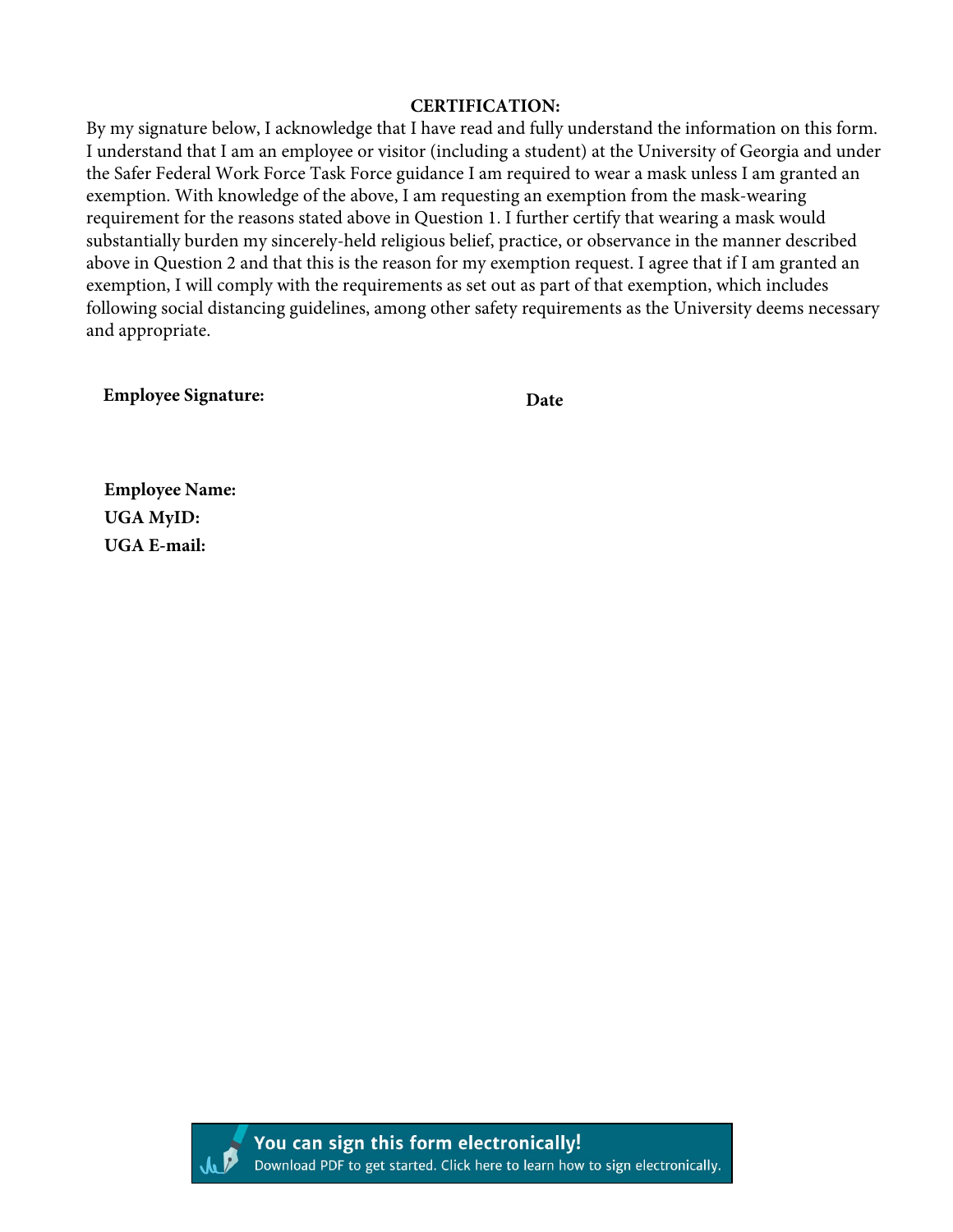**CERTIFICATION:**

By my signature below, I acknowledge that I have read and fully understand the information on this form. I understand that I am an employee or visitor (including a student) at the University of Georgia and under the Safer Federal Work Force Task Force guidance I am required to wear a mask unless I am granted an exemption. With knowledge of the above, I am requesting an exemption from the mask-wearing requirement for the reasons stated above in Question 1. I further certify that wearing a mask would substantially burden my sincerely-held religious belief, practice, or observance in the manner described above in Question 2 and that this is the reason for my exemption request. I agree that if I am granted an exemption, I will comply with the requirements as set out as part of that exemption, which includes following social distancing guidelines, among other safety requirements as the University deems necessary and appropriate.

**Employee Signature:** **Date**

**Employee Name:**
**UGA MyID:**
**UGA E-mail:**

**You can sign this form electronically!**
Download PDF to get started. Click here to learn how to sign electronically.